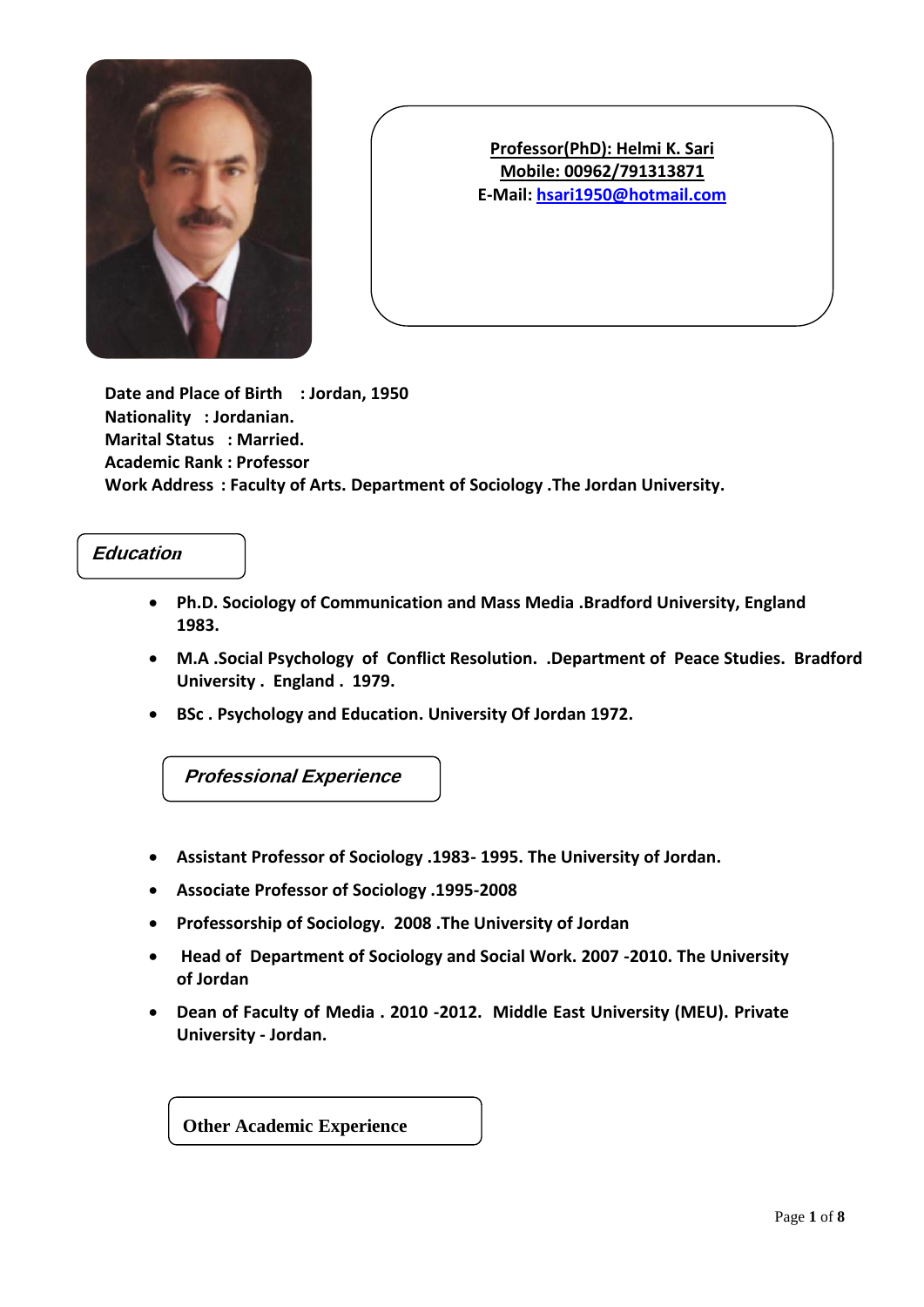**Professor(PhD): Helmi K. Sari**
**Mobile: 00962/791313871**
**E-Mail: hsari1950@hotmail.com**

**Date and Place of Birth : Jordan, 1950**
**Nationality : Jordanian.**
**Marital Status : Married.**
**Academic Rank : Professor**
**Work Address : Faculty of Arts. Department of Sociology .The Jordan University.**

## *Education*

- **Ph.D. Sociology of Communication and Mass Media .Bradford University, England 1983.**
- **M.A .Social Psychology of Conflict Resolution. .Department of Peace Studies. Bradford University . England . 1979.**
- **BSc . Psychology and Education. University Of Jordan 1972.**

## *Professional Experience*

- **Assistant Professor of Sociology .1983- 1995. The University of Jordan.**
- **Associate Professor of Sociology .1995-2008**
- **Professorship of Sociology. 2008 .The University of Jordan**
- **Head of Department of Sociology and Social Work. 2007 -2010. The University of Jordan**
- **Dean of Faculty of Media . 2010 -2012. Middle East University (MEU). Private University - Jordan.**

## Other Academic Experience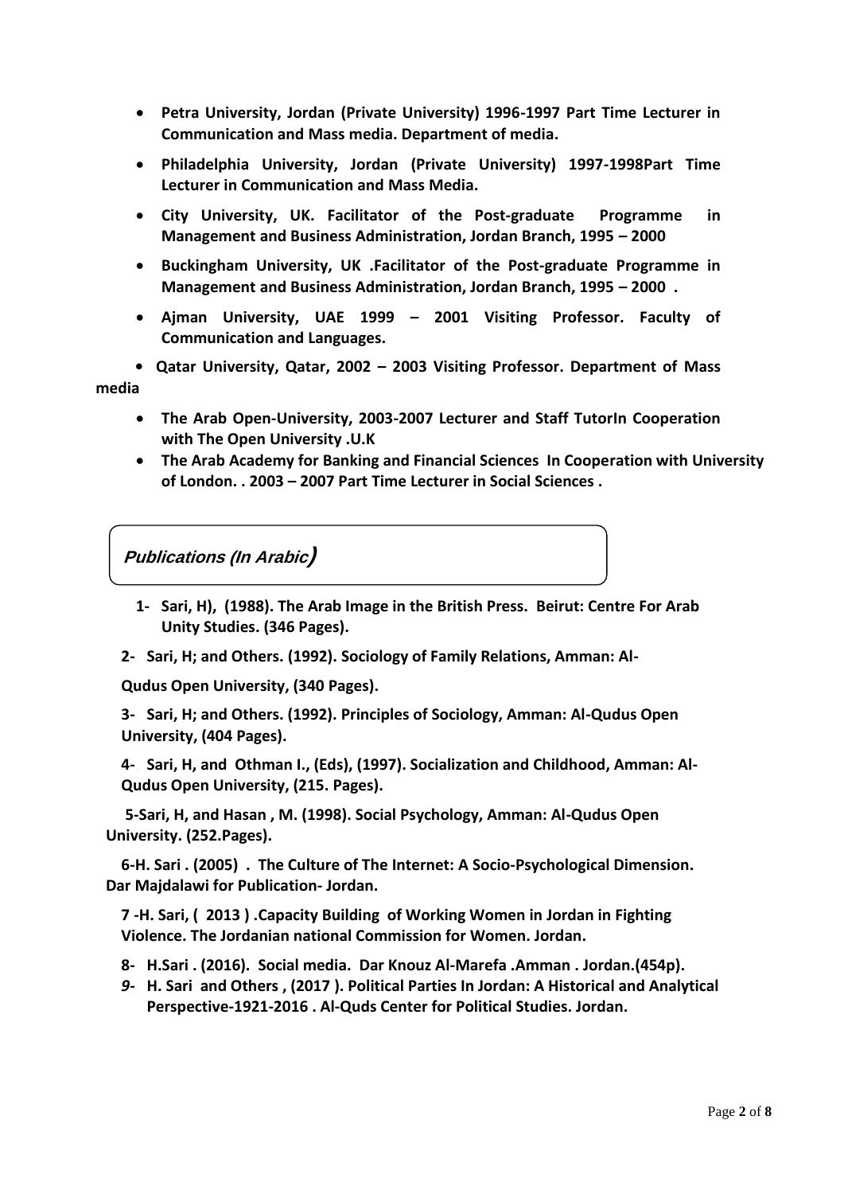- **Petra University, Jordan (Private University) 1996-1997 Part Time Lecturer in Communication and Mass media. Department of media.**
- **Philadelphia University, Jordan (Private University) 1997-1998Part Time Lecturer in Communication and Mass Media.**
- **City University, UK. Facilitator of the Post-graduate Programme in Management and Business Administration, Jordan Branch, 1995 – 2000**
- **Buckingham University, UK .Facilitator of the Post-graduate Programme in Management and Business Administration, Jordan Branch, 1995 – 2000 .**
- **Ajman University, UAE 1999 – 2001 Visiting Professor. Faculty of Communication and Languages.**
- **Qatar University, Qatar, 2002 – 2003 Visiting Professor. Department of Mass media**
- **The Arab Open-University, 2003-2007 Lecturer and Staff TutorIn Cooperation with The Open University .U.K**
- **The Arab Academy for Banking and Financial Sciences In Cooperation with University of London. . 2003 – 2007 Part Time Lecturer in Social Sciences .**

## *Publications (In Arabic)*

**1- Sari, H), (1988). The Arab Image in the British Press. Beirut: Centre For Arab Unity Studies. (346 Pages).**

**2- Sari, H; and Others. (1992). Sociology of Family Relations, Amman: Al-Qudus Open University, (340 Pages).**

**3- Sari, H; and Others. (1992). Principles of Sociology, Amman: Al-Qudus Open University, (404 Pages).**

**4- Sari, H, and Othman I., (Eds), (1997). Socialization and Childhood, Amman: Al-Qudus Open University, (215. Pages).**

**5-Sari, H, and Hasan , M. (1998). Social Psychology, Amman: Al-Qudus Open University. (252.Pages).**

**6-H. Sari . (2005) . The Culture of The Internet: A Socio-Psychological Dimension. Dar Majdalawi for Publication- Jordan.**

**7 -H. Sari, ( 2013 ) .Capacity Building of Working Women in Jordan in Fighting Violence. The Jordanian national Commission for Women. Jordan.**

**8- H.Sari . (2016). Social media. Dar Knouz Al-Marefa .Amman . Jordan.(454p).**

**9- H. Sari and Others , (2017 ). Political Parties In Jordan: A Historical and Analytical Perspective-1921-2016 . Al-Quds Center for Political Studies. Jordan.**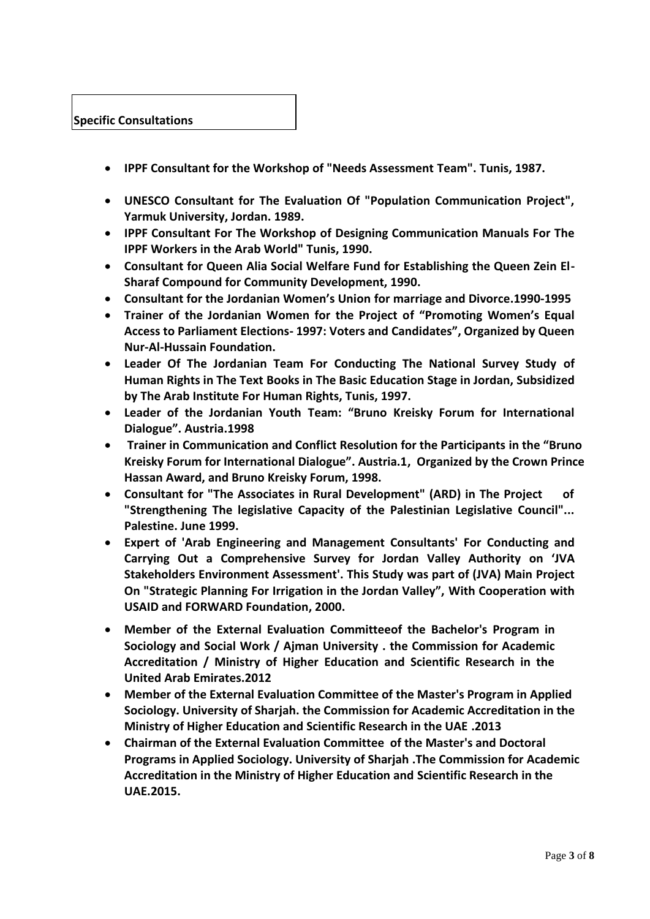## Specific Consultations

- **IPPF Consultant for the Workshop of "Needs Assessment Team". Tunis, 1987.**
- **UNESCO Consultant for The Evaluation Of "Population Communication Project", Yarmuk University, Jordan. 1989.**
- **IPPF Consultant For The Workshop of Designing Communication Manuals For The IPPF Workers in the Arab World" Tunis, 1990.**
- **Consultant for Queen Alia Social Welfare Fund for Establishing the Queen Zein El-Sharaf Compound for Community Development, 1990.**
- **Consultant for the Jordanian Women's Union for marriage and Divorce.1990-1995**
- **Trainer of the Jordanian Women for the Project of "Promoting Women's Equal Access to Parliament Elections- 1997: Voters and Candidates", Organized by Queen Nur-Al-Hussain Foundation.**
- **Leader Of The Jordanian Team For Conducting The National Survey Study of Human Rights in The Text Books in The Basic Education Stage in Jordan, Subsidized by The Arab Institute For Human Rights, Tunis, 1997.**
- **Leader of the Jordanian Youth Team: "Bruno Kreisky Forum for International Dialogue". Austria.1998**
- **Trainer in Communication and Conflict Resolution for the Participants in the "Bruno Kreisky Forum for International Dialogue". Austria.1, Organized by the Crown Prince Hassan Award, and Bruno Kreisky Forum, 1998.**
- **Consultant for "The Associates in Rural Development" (ARD) in The Project of "Strengthening The legislative Capacity of the Palestinian Legislative Council"... Palestine. June 1999.**
- **Expert of 'Arab Engineering and Management Consultants' For Conducting and Carrying Out a Comprehensive Survey for Jordan Valley Authority on 'JVA Stakeholders Environment Assessment'. This Study was part of (JVA) Main Project On "Strategic Planning For Irrigation in the Jordan Valley", With Cooperation with USAID and FORWARD Foundation, 2000.**
- **Member of the External Evaluation Committeeof the Bachelor's Program in Sociology and Social Work / Ajman University . the Commission for Academic Accreditation / Ministry of Higher Education and Scientific Research in the United Arab Emirates.2012**
- **Member of the External Evaluation Committee of the Master's Program in Applied Sociology. University of Sharjah. the Commission for Academic Accreditation in the Ministry of Higher Education and Scientific Research in the UAE .2013**
- **Chairman of the External Evaluation Committee of the Master's and Doctoral Programs in Applied Sociology. University of Sharjah .The Commission for Academic Accreditation in the Ministry of Higher Education and Scientific Research in the UAE.2015.**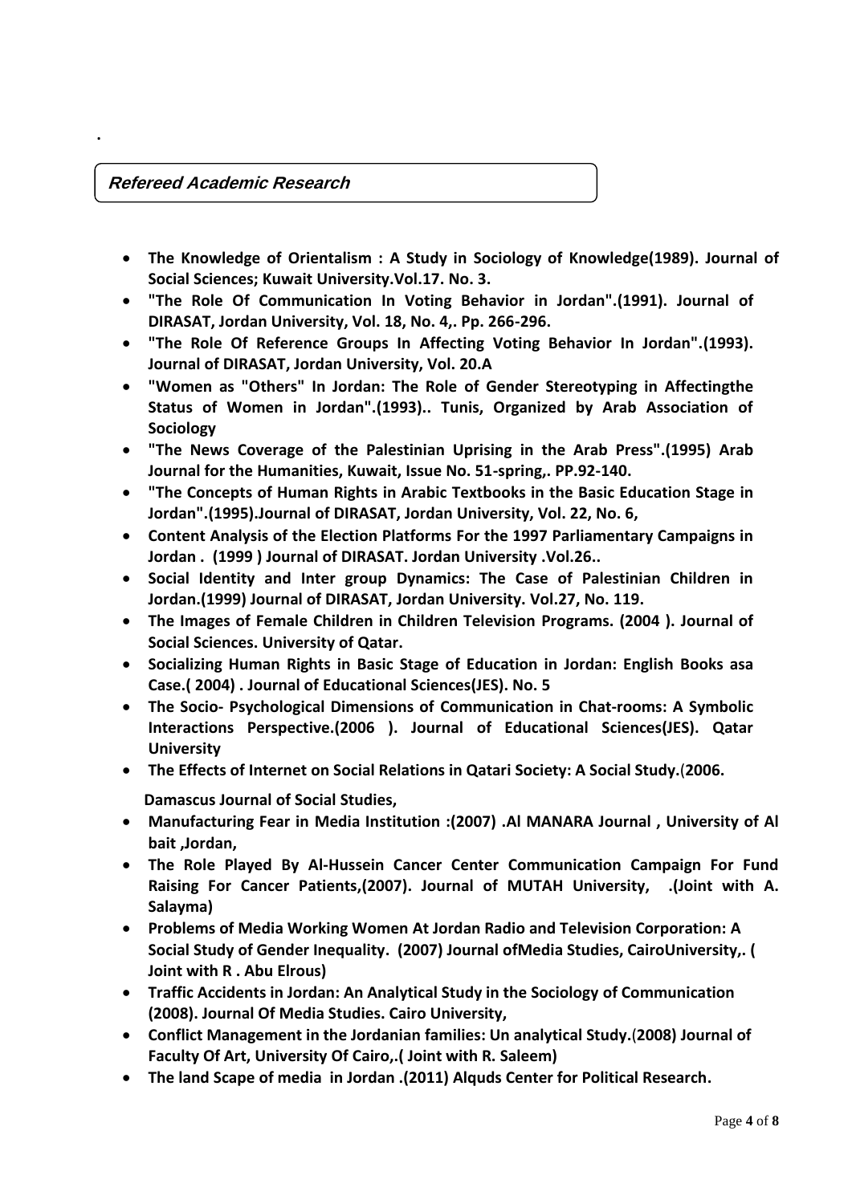.

## *Refereed Academic Research*

- **The Knowledge of Orientalism : A Study in Sociology of Knowledge(1989). Journal of Social Sciences; Kuwait University.Vol.17. No. 3.**
- **"The Role Of Communication In Voting Behavior in Jordan".(1991). Journal of DIRASAT, Jordan University, Vol. 18, No. 4,. Pp. 266-296.**
- **"The Role Of Reference Groups In Affecting Voting Behavior In Jordan".(1993). Journal of DIRASAT, Jordan University, Vol. 20.A**
- **"Women as "Others" In Jordan: The Role of Gender Stereotyping in Affectingthe Status of Women in Jordan".(1993).. Tunis, Organized by Arab Association of Sociology**
- **"The News Coverage of the Palestinian Uprising in the Arab Press".(1995) Arab Journal for the Humanities, Kuwait, Issue No. 51-spring,. PP.92-140.**
- **"The Concepts of Human Rights in Arabic Textbooks in the Basic Education Stage in Jordan".(1995).Journal of DIRASAT, Jordan University, Vol. 22, No. 6,**
- **Content Analysis of the Election Platforms For the 1997 Parliamentary Campaigns in Jordan . (1999 ) Journal of DIRASAT. Jordan University .Vol.26..**
- **Social Identity and Inter group Dynamics: The Case of Palestinian Children in Jordan.(1999) Journal of DIRASAT, Jordan University. Vol.27, No. 119.**
- **The Images of Female Children in Children Television Programs. (2004 ). Journal of Social Sciences. University of Qatar.**
- **Socializing Human Rights in Basic Stage of Education in Jordan: English Books asa Case.( 2004) . Journal of Educational Sciences(JES). No. 5**
- **The Socio- Psychological Dimensions of Communication in Chat-rooms: A Symbolic Interactions Perspective.(2006 ). Journal of Educational Sciences(JES). Qatar University**
- **The Effects of Internet on Social Relations in Qatari Society: A Social Study.(2006.**

  **Damascus Journal of Social Studies,**
- **Manufacturing Fear in Media Institution :(2007) .Al MANARA Journal , University of Al bait ,Jordan,**
- **The Role Played By Al-Hussein Cancer Center Communication Campaign For Fund Raising For Cancer Patients,(2007). Journal of MUTAH University, .(Joint with A. Salayma)**
- **Problems of Media Working Women At Jordan Radio and Television Corporation: A Social Study of Gender Inequality. (2007) Journal ofMedia Studies, CairoUniversity,. ( Joint with R . Abu Elrous)**
- **Traffic Accidents in Jordan: An Analytical Study in the Sociology of Communication (2008). Journal Of Media Studies. Cairo University,**
- **Conflict Management in the Jordanian families: Un analytical Study.(2008) Journal of Faculty Of Art, University Of Cairo,.( Joint with R. Saleem)**
- **The land Scape of media in Jordan .(2011) Alquds Center for Political Research.**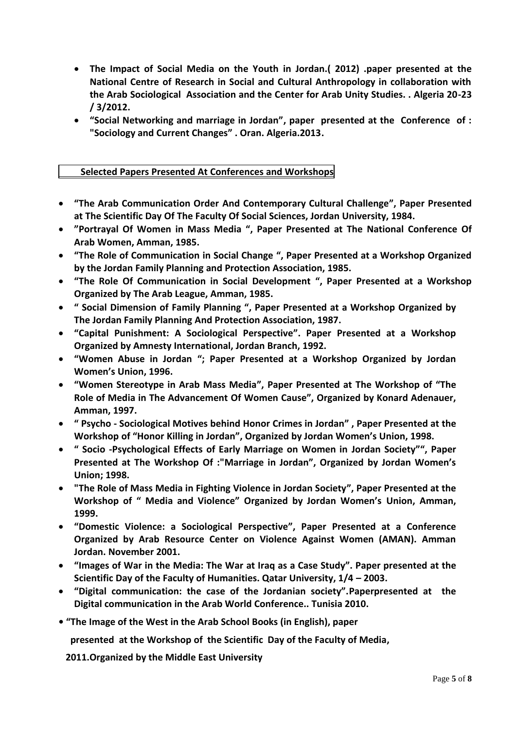- **The Impact of Social Media on the Youth in Jordan.( 2012) .paper presented at the National Centre of Research in Social and Cultural Anthropology in collaboration with the Arab Sociological Association and the Center for Arab Unity Studies. . Algeria 20-23 / 3/2012.**
- **"Social Networking and marriage in Jordan", paper presented at the Conference of : "Sociology and Current Changes" . Oran. Algeria.2013.**

## Selected Papers Presented At Conferences and Workshops

- **"The Arab Communication Order And Contemporary Cultural Challenge", Paper Presented at The Scientific Day Of The Faculty Of Social Sciences, Jordan University, 1984.**
- **"Portrayal Of Women in Mass Media ", Paper Presented at The National Conference Of Arab Women, Amman, 1985.**
- **"The Role of Communication in Social Change ", Paper Presented at a Workshop Organized by the Jordan Family Planning and Protection Association, 1985.**
- **"The Role Of Communication in Social Development ", Paper Presented at a Workshop Organized by The Arab League, Amman, 1985.**
- **" Social Dimension of Family Planning ", Paper Presented at a Workshop Organized by The Jordan Family Planning And Protection Association, 1987.**
- **"Capital Punishment: A Sociological Perspective". Paper Presented at a Workshop Organized by Amnesty International, Jordan Branch, 1992.**
- **"Women Abuse in Jordan "; Paper Presented at a Workshop Organized by Jordan Women's Union, 1996.**
- **"Women Stereotype in Arab Mass Media", Paper Presented at The Workshop of "The Role of Media in The Advancement Of Women Cause", Organized by Konard Adenauer, Amman, 1997.**
- **" Psycho - Sociological Motives behind Honor Crimes in Jordan" , Paper Presented at the Workshop of "Honor Killing in Jordan", Organized by Jordan Women's Union, 1998.**
- **" Socio -Psychological Effects of Early Marriage on Women in Jordan Society"", Paper Presented at The Workshop Of :"Marriage in Jordan", Organized by Jordan Women's Union; 1998.**
- **"The Role of Mass Media in Fighting Violence in Jordan Society", Paper Presented at the Workshop of " Media and Violence" Organized by Jordan Women's Union, Amman, 1999.**
- **"Domestic Violence: a Sociological Perspective", Paper Presented at a Conference Organized by Arab Resource Center on Violence Against Women (AMAN). Amman Jordan. November 2001.**
- **"Images of War in the Media: The War at Iraq as a Case Study". Paper presented at the Scientific Day of the Faculty of Humanities. Qatar University, 1/4 – 2003.**
- **"Digital communication: the case of the Jordanian society".Paperpresented at the Digital communication in the Arab World Conference.. Tunisia 2010.**
- **"The Image of the West in the Arab School Books (in English), paper presented at the Workshop of the Scientific Day of the Faculty of Media, 2011.Organized by the Middle East University**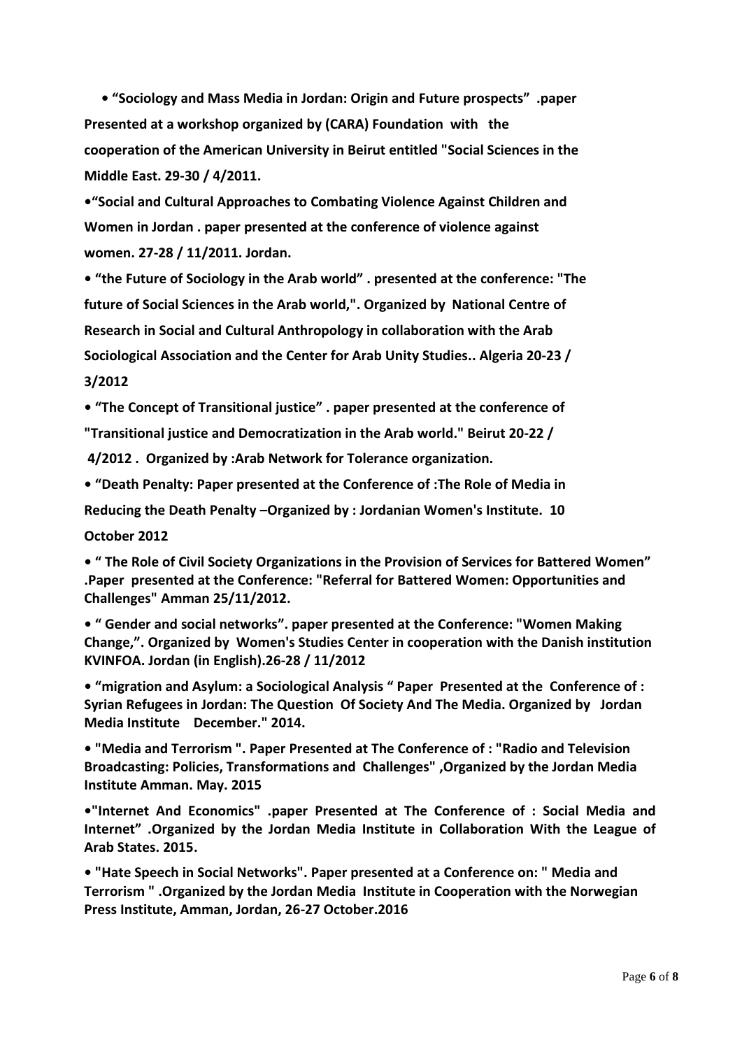- **"Sociology and Mass Media in Jordan: Origin and Future prospects" .paper Presented at a workshop organized by (CARA) Foundation with the cooperation of the American University in Beirut entitled "Social Sciences in the Middle East. 29-30 / 4/2011.**

- **"Social and Cultural Approaches to Combating Violence Against Children and Women in Jordan . paper presented at the conference of violence against women. 27-28 / 11/2011. Jordan.**

- **"the Future of Sociology in the Arab world" . presented at the conference: "The future of Social Sciences in the Arab world,". Organized by National Centre of Research in Social and Cultural Anthropology in collaboration with the Arab Sociological Association and the Center for Arab Unity Studies.. Algeria 20-23 / 3/2012**

- **"The Concept of Transitional justice" . paper presented at the conference of "Transitional justice and Democratization in the Arab world." Beirut 20-22 / 4/2012 . Organized by :Arab Network for Tolerance organization.**

- **"Death Penalty: Paper presented at the Conference of :The Role of Media in Reducing the Death Penalty –Organized by : Jordanian Women's Institute. 10 October 2012**

- **" The Role of Civil Society Organizations in the Provision of Services for Battered Women" .Paper presented at the Conference: "Referral for Battered Women: Opportunities and Challenges" Amman 25/11/2012.**

- **" Gender and social networks". paper presented at the Conference: "Women Making Change,". Organized by Women's Studies Center in cooperation with the Danish institution KVINFOA. Jordan (in English).26-28 / 11/2012**

- **"migration and Asylum: a Sociological Analysis " Paper Presented at the Conference of : Syrian Refugees in Jordan: The Question Of Society And The Media. Organized by Jordan Media Institute December." 2014.**

- **"Media and Terrorism ". Paper Presented at The Conference of : "Radio and Television Broadcasting: Policies, Transformations and Challenges" ,Organized by the Jordan Media Institute Amman. May. 2015**

- **"Internet And Economics" .paper Presented at The Conference of : Social Media and Internet" .Organized by the Jordan Media Institute in Collaboration With the League of Arab States. 2015.**

- **"Hate Speech in Social Networks". Paper presented at a Conference on: " Media and Terrorism " .Organized by the Jordan Media Institute in Cooperation with the Norwegian Press Institute, Amman, Jordan, 26-27 October.2016**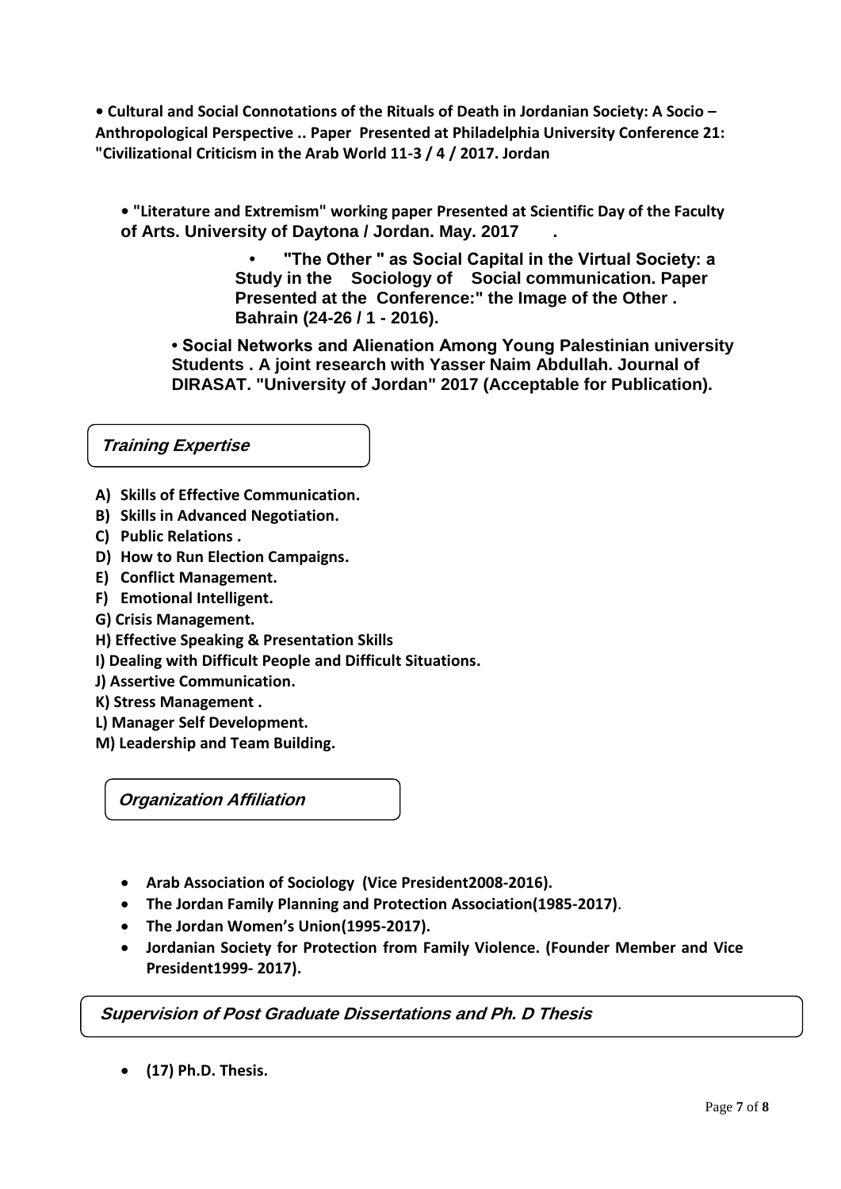- **Cultural and Social Connotations of the Rituals of Death in Jordanian Society: A Socio – Anthropological Perspective .. Paper Presented at Philadelphia University Conference 21: "Civilizational Criticism in the Arab World 11-3 / 4 / 2017. Jordan**

- **"Literature and Extremism" working paper Presented at Scientific Day of the Faculty of Arts. University of Daytona / Jordan. May. 2017 .**

- **"The Other " as Social Capital in the Virtual Society: a Study in the Sociology of Social communication. Paper Presented at the Conference:" the Image of the Other . Bahrain (24-26 / 1 - 2016).**

- **Social Networks and Alienation Among Young Palestinian university Students . A joint research with Yasser Naim Abdullah. Journal of DIRASAT. "University of Jordan" 2017 (Acceptable for Publication).**

## *Training Expertise*

**A) Skills of Effective Communication.**
**B) Skills in Advanced Negotiation.**
**C) Public Relations .**
**D) How to Run Election Campaigns.**
**E) Conflict Management.**
**F) Emotional Intelligent.**
**G) Crisis Management.**
**H) Effective Speaking & Presentation Skills**
**I) Dealing with Difficult People and Difficult Situations.**
**J) Assertive Communication.**
**K) Stress Management .**
**L) Manager Self Development.**
**M) Leadership and Team Building.**

## *Organization Affiliation*

- **Arab Association of Sociology (Vice President2008-2016).**
- **The Jordan Family Planning and Protection Association(1985-2017)**.
- **The Jordan Women's Union(1995-2017).**
- **Jordanian Society for Protection from Family Violence. (Founder Member and Vice President1999- 2017).**

## *Supervision of Post Graduate Dissertations and Ph. D Thesis*

- **(17) Ph.D. Thesis.**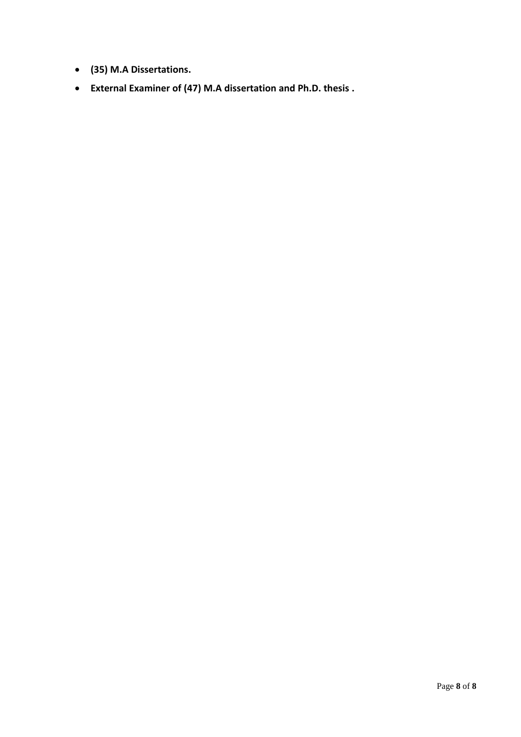- **(35) M.A Dissertations.**
- **External Examiner of (47) M.A dissertation and Ph.D. thesis .**